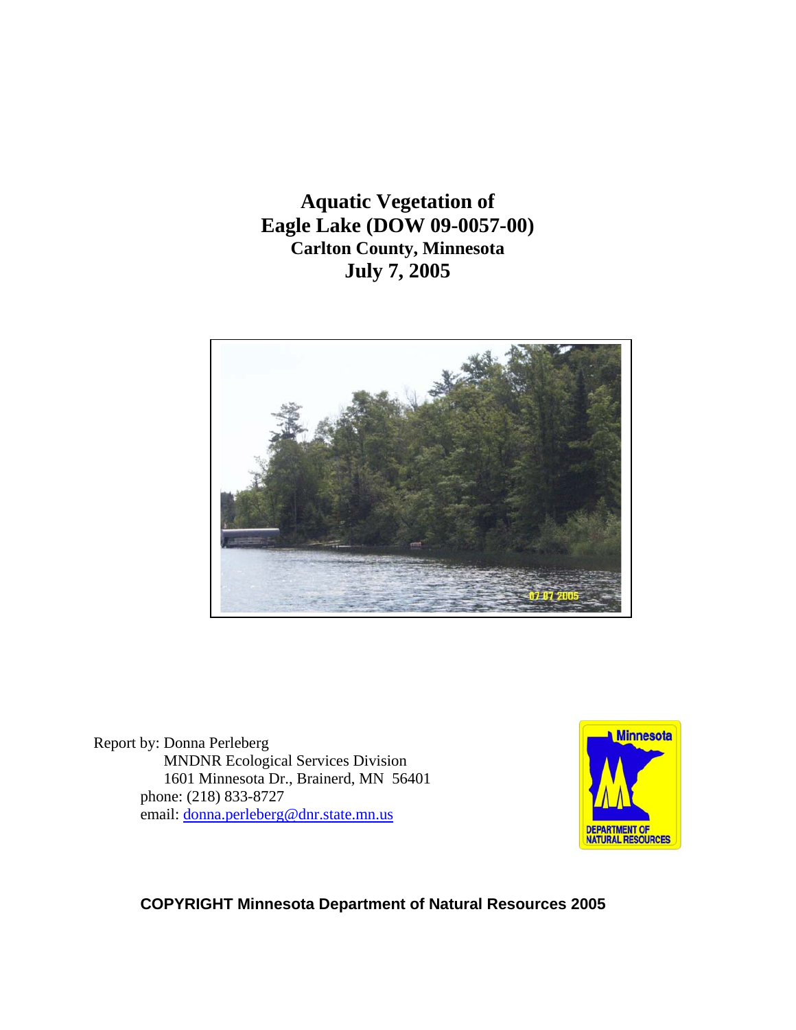# Aquatic Vegetation of Eagle Lake (DOW 09-0057-00)

## Carlton County, Minnesota

## July 7, 2005

Report by: Donna Perleberg
MNDNR Ecological Services Division
1601 Minnesota Dr., Brainerd, MN 56401
phone: (218) 833-8727
email: donna.perleberg@dnr.state.mn.us

**COPYRIGHT Minnesota Department of Natural Resources 2005**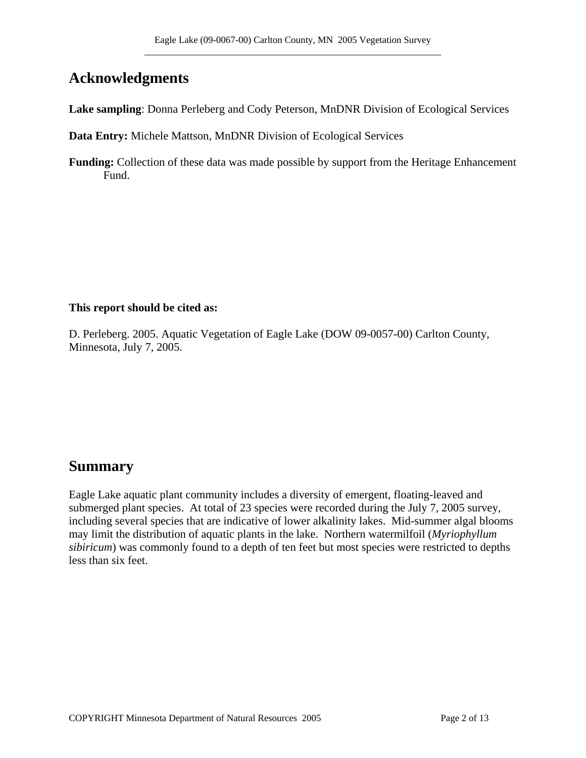## Acknowledgments

**Lake sampling**: Donna Perleberg and Cody Peterson, MnDNR Division of Ecological Services

**Data Entry:** Michele Mattson, MnDNR Division of Ecological Services

**Funding:** Collection of these data was made possible by support from the Heritage Enhancement Fund.

**This report should be cited as:**

D. Perleberg. 2005. Aquatic Vegetation of Eagle Lake (DOW 09-0057-00) Carlton County, Minnesota, July 7, 2005.

## Summary

Eagle Lake aquatic plant community includes a diversity of emergent, floating-leaved and submerged plant species. At total of 23 species were recorded during the July 7, 2005 survey, including several species that are indicative of lower alkalinity lakes. Mid-summer algal blooms may limit the distribution of aquatic plants in the lake. Northern watermilfoil (*Myriophyllum sibiricum*) was commonly found to a depth of ten feet but most species were restricted to depths less than six feet.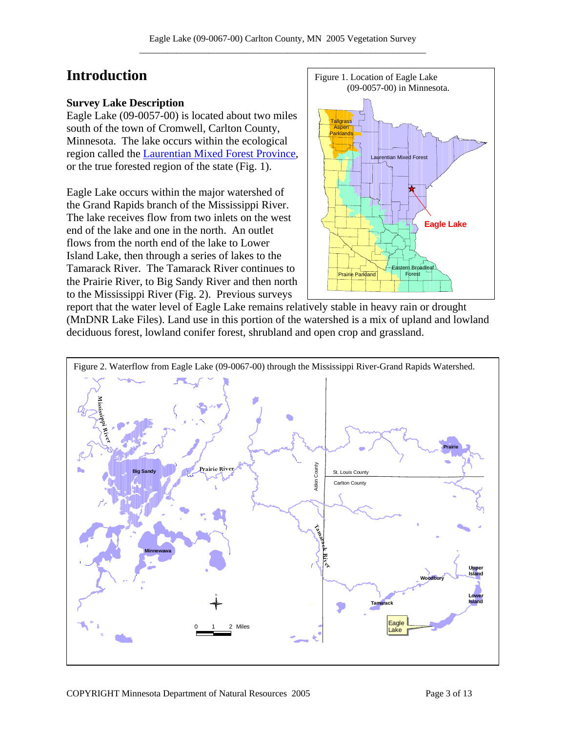# Introduction

**Survey Lake Description**

Eagle Lake (09-0057-00) is located about two miles south of the town of Cromwell, Carlton County, Minnesota. The lake occurs within the ecological region called the Laurentian Mixed Forest Province, or the true forested region of the state (Fig. 1).

Eagle Lake occurs within the major watershed of the Grand Rapids branch of the Mississippi River. The lake receives flow from two inlets on the west end of the lake and one in the north. An outlet flows from the north end of the lake to Lower Island Lake, then through a series of lakes to the Tamarack River. The Tamarack River continues to the Prairie River, to Big Sandy River and then north to the Mississippi River (Fig. 2). Previous surveys report that the water level of Eagle Lake remains relatively stable in heavy rain or drought (MnDNR Lake Files). Land use in this portion of the watershed is a mix of upland and lowland deciduous forest, lowland conifer forest, shrubland and open crop and grassland.

Figure 1. Location of Eagle Lake (09-0057-00) in Minnesota.

Tallgrass Aspen Parklands
Laurentian Mixed Forest
Eagle Lake
Eastern Broadleaf Forest
Prairie Parkland

Figure 2. Waterflow from Eagle Lake (09-0067-00) through the Mississippi River-Grand Rapids Watershed.

Mississippi River
Big Sandy
Prairie River
Aitkin County
St. Louis County
Carlton County
Prairie
Minnewawa
Tamarack River
Upper Island
Woodbury
Lower Island
Tamarack
Eagle Lake
N
0 1 2 Miles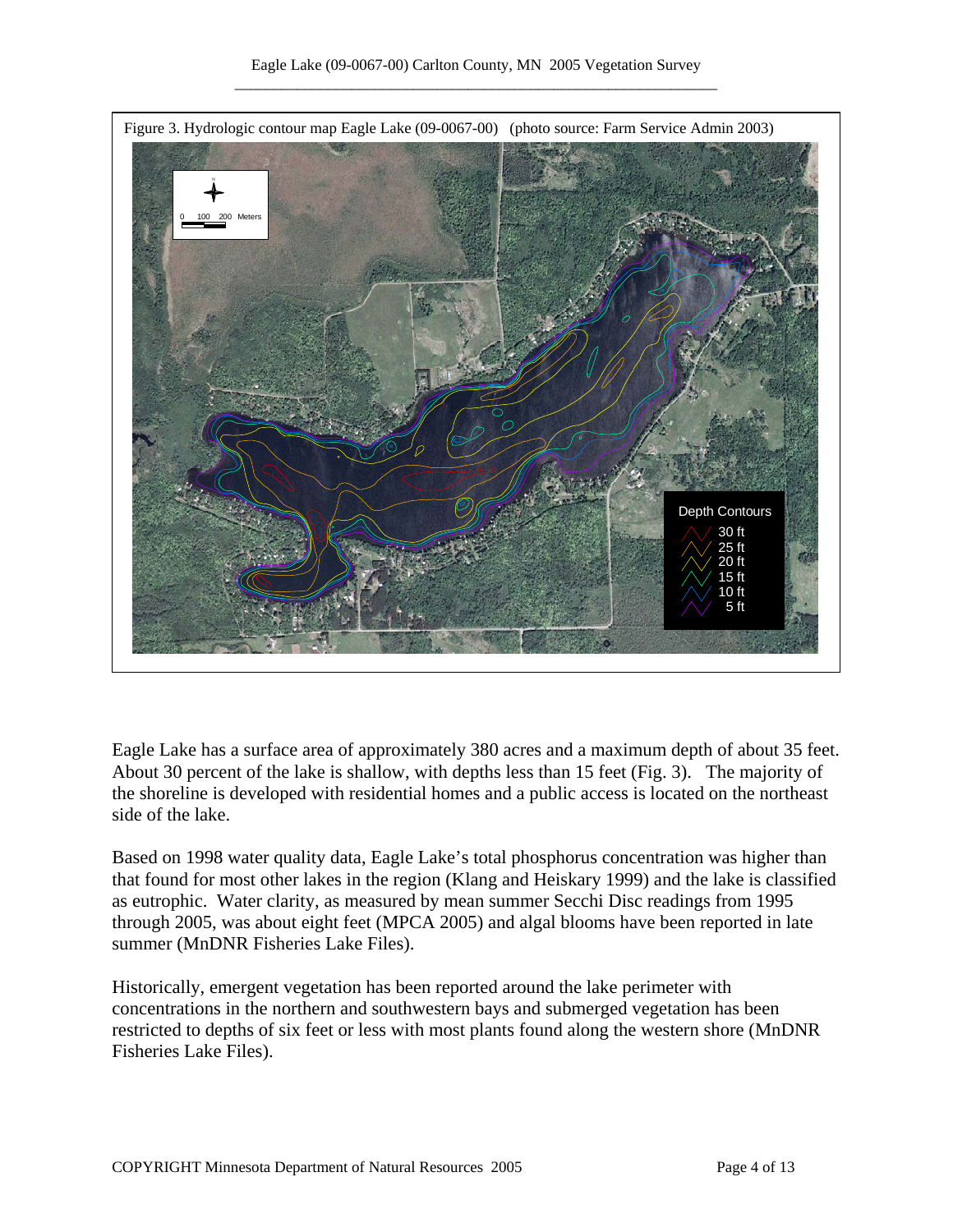Figure 3. Hydrologic contour map Eagle Lake (09-0067-00) (photo source: Farm Service Admin 2003)

N

0 100 200 Meters

Depth Contours
30 ft
25 ft
20 ft
15 ft
10 ft
5 ft

Eagle Lake has a surface area of approximately 380 acres and a maximum depth of about 35 feet. About 30 percent of the lake is shallow, with depths less than 15 feet (Fig. 3). The majority of the shoreline is developed with residential homes and a public access is located on the northeast side of the lake.

Based on 1998 water quality data, Eagle Lake's total phosphorus concentration was higher than that found for most other lakes in the region (Klang and Heiskary 1999) and the lake is classified as eutrophic. Water clarity, as measured by mean summer Secchi Disc readings from 1995 through 2005, was about eight feet (MPCA 2005) and algal blooms have been reported in late summer (MnDNR Fisheries Lake Files).

Historically, emergent vegetation has been reported around the lake perimeter with concentrations in the northern and southwestern bays and submerged vegetation has been restricted to depths of six feet or less with most plants found along the western shore (MnDNR Fisheries Lake Files).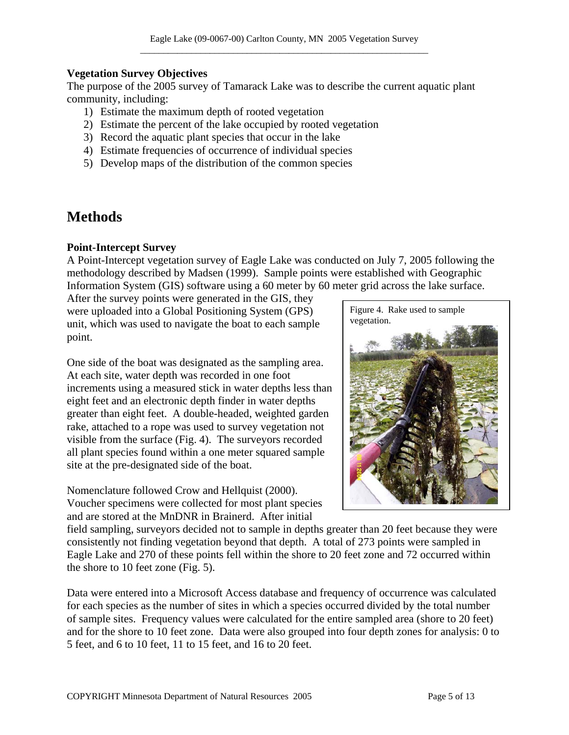**Vegetation Survey Objectives**

The purpose of the 2005 survey of Tamarack Lake was to describe the current aquatic plant community, including:

1) Estimate the maximum depth of rooted vegetation
2) Estimate the percent of the lake occupied by rooted vegetation
3) Record the aquatic plant species that occur in the lake
4) Estimate frequencies of occurrence of individual species
5) Develop maps of the distribution of the common species

# Methods

**Point-Intercept Survey**

A Point-Intercept vegetation survey of Eagle Lake was conducted on July 7, 2005 following the methodology described by Madsen (1999). Sample points were established with Geographic Information System (GIS) software using a 60 meter by 60 meter grid across the lake surface. After the survey points were generated in the GIS, they were uploaded into a Global Positioning System (GPS) unit, which was used to navigate the boat to each sample point.

One side of the boat was designated as the sampling area. At each site, water depth was recorded in one foot increments using a measured stick in water depths less than eight feet and an electronic depth finder in water depths greater than eight feet. A double-headed, weighted garden rake, attached to a rope was used to survey vegetation not visible from the surface (Fig. 4). The surveyors recorded all plant species found within a one meter squared sample site at the pre-designated side of the boat.

Figure 4. Rake used to sample vegetation.

Nomenclature followed Crow and Hellquist (2000). Voucher specimens were collected for most plant species and are stored at the MnDNR in Brainerd. After initial field sampling, surveyors decided not to sample in depths greater than 20 feet because they were consistently not finding vegetation beyond that depth. A total of 273 points were sampled in Eagle Lake and 270 of these points fell within the shore to 20 feet zone and 72 occurred within the shore to 10 feet zone (Fig. 5).

Data were entered into a Microsoft Access database and frequency of occurrence was calculated for each species as the number of sites in which a species occurred divided by the total number of sample sites. Frequency values were calculated for the entire sampled area (shore to 20 feet) and for the shore to 10 feet zone. Data were also grouped into four depth zones for analysis: 0 to 5 feet, and 6 to 10 feet, 11 to 15 feet, and 16 to 20 feet.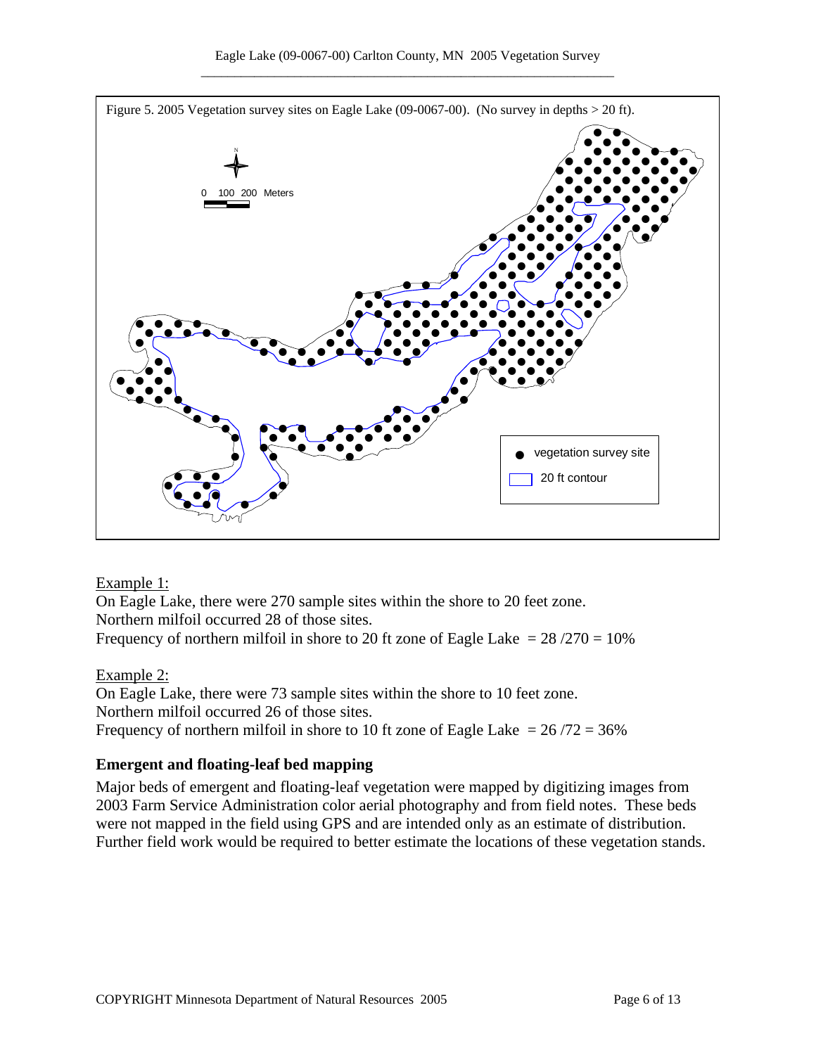Figure 5. 2005 Vegetation survey sites on Eagle Lake (09-0067-00). (No survey in depths > 20 ft).

N

0 100 200 Meters

vegetation survey site

20 ft contour

Example 1:

On Eagle Lake, there were 270 sample sites within the shore to 20 feet zone.
Northern milfoil occurred 28 of those sites.
Frequency of northern milfoil in shore to 20 ft zone of Eagle Lake = 28 /270 = 10%

Example 2:

On Eagle Lake, there were 73 sample sites within the shore to 10 feet zone.
Northern milfoil occurred 26 of those sites.
Frequency of northern milfoil in shore to 10 ft zone of Eagle Lake = 26 /72 = 36%

### Emergent and floating-leaf bed mapping

Major beds of emergent and floating-leaf vegetation were mapped by digitizing images from 2003 Farm Service Administration color aerial photography and from field notes. These beds were not mapped in the field using GPS and are intended only as an estimate of distribution. Further field work would be required to better estimate the locations of these vegetation stands.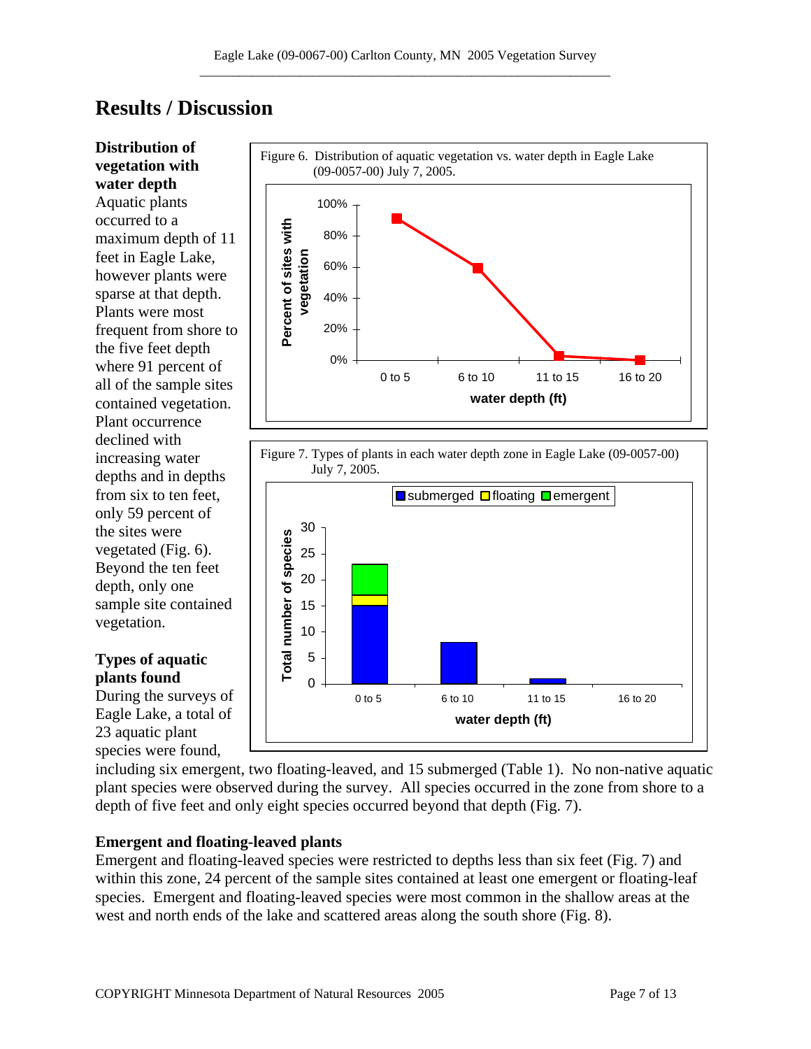# Results / Discussion

**Distribution of vegetation with water depth**
Aquatic plants occurred to a maximum depth of 11 feet in Eagle Lake, however plants were sparse at that depth. Plants were most frequent from shore to the five feet depth where 91 percent of all of the sample sites contained vegetation. Plant occurrence declined with increasing water depths and in depths from six to ten feet, only 59 percent of the sites were vegetated (Fig. 6). Beyond the ten feet depth, only one sample site contained vegetation.

Figure 6. Distribution of aquatic vegetation vs. water depth in Eagle Lake (09-0057-00) July 7, 2005.

Percent of sites with vegetation
100%
80%
60%
40%
20%
0%
0 to 5
6 to 10
11 to 15
16 to 20
water depth (ft)

Figure 7. Types of plants in each water depth zone in Eagle Lake (09-0057-00) July 7, 2005.

submerged floating emergent
Total number of species
30
25
20
15
10
5
0
0 to 5
6 to 10
11 to 15
16 to 20
water depth (ft)

**Types of aquatic plants found**
During the surveys of Eagle Lake, a total of 23 aquatic plant species were found, including six emergent, two floating-leaved, and 15 submerged (Table 1). No non-native aquatic plant species were observed during the survey. All species occurred in the zone from shore to a depth of five feet and only eight species occurred beyond that depth (Fig. 7).

**Emergent and floating-leaved plants**
Emergent and floating-leaved species were restricted to depths less than six feet (Fig. 7) and within this zone, 24 percent of the sample sites contained at least one emergent or floating-leaf species. Emergent and floating-leaved species were most common in the shallow areas at the west and north ends of the lake and scattered areas along the south shore (Fig. 8).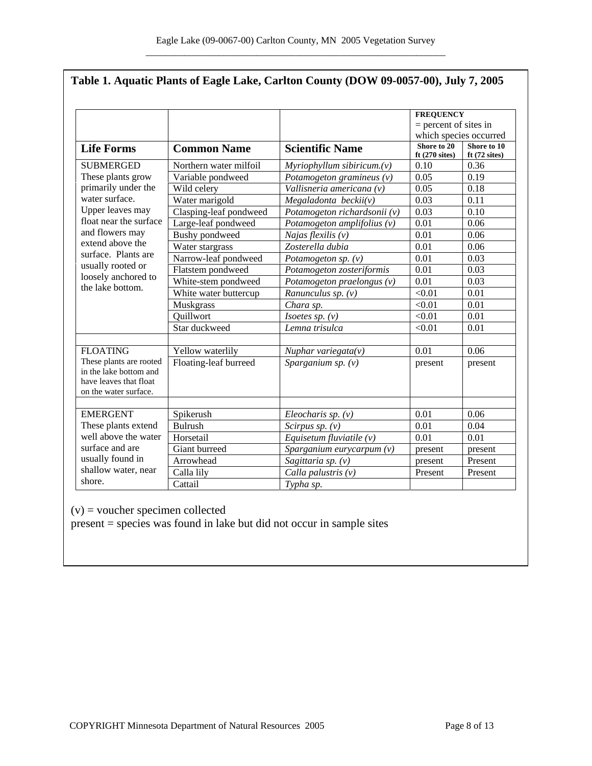**Table 1. Aquatic Plants of Eagle Lake, Carlton County (DOW 09-0057-00), July 7, 2005**

| | | | **FREQUENCY** = percent of sites in which species occurred | |
|---|---|---|---|---|
| **Life Forms** | **Common Name** | **Scientific Name** | **Shore to 20 ft (270 sites)** | **Shore to 10 ft (72 sites)** |
| SUBMERGED These plants grow primarily under the water surface. Upper leaves may float near the surface and flowers may extend above the surface. Plants are usually rooted or loosely anchored to the lake bottom. | Northern water milfoil | *Myriophyllum sibiricum.(v)* | 0.10 | 0.36 |
| | Variable pondweed | *Potamogeton gramineus (v)* | 0.05 | 0.19 |
| | Wild celery | *Vallisneria americana (v)* | 0.05 | 0.18 |
| | Water marigold | *Megaladonta beckii(v)* | 0.03 | 0.11 |
| | Clasping-leaf pondweed | *Potamogeton richardsonii (v)* | 0.03 | 0.10 |
| | Large-leaf pondweed | *Potamogeton amplifolius (v)* | 0.01 | 0.06 |
| | Bushy pondweed | *Najas flexilis (v)* | 0.01 | 0.06 |
| | Water stargrass | *Zosterella dubia* | 0.01 | 0.06 |
| | Narrow-leaf pondweed | *Potamogeton sp. (v)* | 0.01 | 0.03 |
| | Flatstem pondweed | *Potamogeton zosteriformis* | 0.01 | 0.03 |
| | White-stem pondweed | *Potamogeton praelongus (v)* | 0.01 | 0.03 |
| | White water buttercup | *Ranunculus sp. (v)* | <0.01 | 0.01 |
| | Muskgrass | *Chara sp.* | <0.01 | 0.01 |
| | Quillwort | *Isoetes sp. (v)* | <0.01 | 0.01 |
| | Star duckweed | *Lemna trisulca* | <0.01 | 0.01 |
| | | | | |
| FLOATING These plants are rooted in the lake bottom and have leaves that float on the water surface. | Yellow waterlily | *Nuphar variegata(v)* | 0.01 | 0.06 |
| | Floating-leaf burreed | *Sparganium sp. (v)* | present | present |
| | | | | |
| EMERGENT These plants extend well above the water surface and are usually found in shallow water, near shore. | Spikerush | *Eleocharis sp. (v)* | 0.01 | 0.06 |
| | Bulrush | *Scirpus sp. (v)* | 0.01 | 0.04 |
| | Horsetail | *Equisetum fluviatile (v)* | 0.01 | 0.01 |
| | Giant burreed | *Sparganium eurycarpum (v)* | present | present |
| | Arrowhead | *Sagittaria sp. (v)* | present | Present |
| | Calla lily | *Calla palustris (v)* | Present | Present |
| | Cattail | *Typha sp.* | | |

(v) = voucher specimen collected
present = species was found in lake but did not occur in sample sites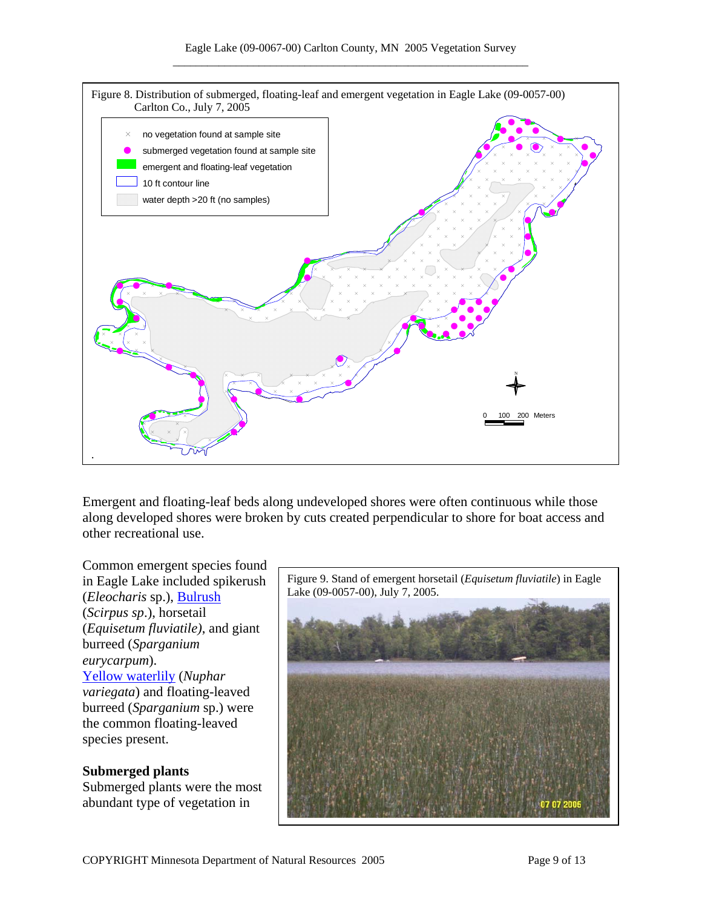Figure 8. Distribution of submerged, floating-leaf and emergent vegetation in Eagle Lake (09-0057-00) Carlton Co., July 7, 2005

no vegetation found at sample site
submerged vegetation found at sample site
emergent and floating-leaf vegetation
10 ft contour line
water depth >20 ft (no samples)

0 100 200 Meters

Emergent and floating-leaf beds along undeveloped shores were often continuous while those along developed shores were broken by cuts created perpendicular to shore for boat access and other recreational use.

Common emergent species found in Eagle Lake included spikerush (*Eleocharis* sp.), Bulrush (*Scirpus sp*.), horsetail (*Equisetum fluviatile)*, and giant burreed (*Sparganium eurycarpum*). Yellow waterlily (*Nuphar variegata*) and floating-leaved burreed (*Sparganium* sp.) were the common floating-leaved species present.

Figure 9. Stand of emergent horsetail (*Equisetum fluviatile*) in Eagle Lake (09-0057-00), July 7, 2005.

07 07 2005

**Submerged plants**

Submerged plants were the most abundant type of vegetation in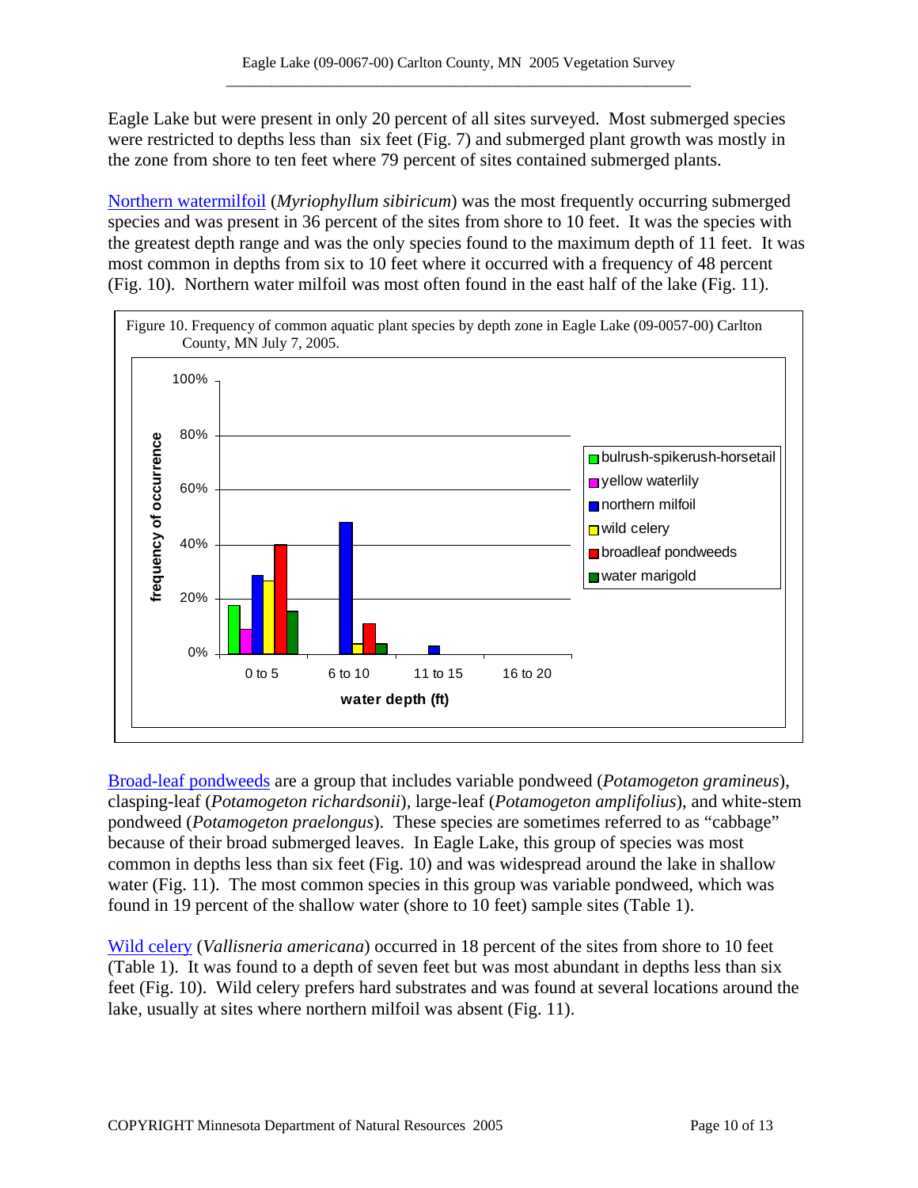Eagle Lake but were present in only 20 percent of all sites surveyed. Most submerged species were restricted to depths less than six feet (Fig. 7) and submerged plant growth was mostly in the zone from shore to ten feet where 79 percent of sites contained submerged plants.

Northern watermilfoil (*Myriophyllum sibiricum*) was the most frequently occurring submerged species and was present in 36 percent of the sites from shore to 10 feet. It was the species with the greatest depth range and was the only species found to the maximum depth of 11 feet. It was most common in depths from six to 10 feet where it occurred with a frequency of 48 percent (Fig. 10). Northern water milfoil was most often found in the east half of the lake (Fig. 11).

Figure 10. Frequency of common aquatic plant species by depth zone in Eagle Lake (09-0057-00) Carlton County, MN July 7, 2005.

frequency of occurrence

100%
80%
60%
40%
20%
0%

0 to 5
6 to 10
11 to 15
16 to 20

water depth (ft)

bulrush-spikerush-horsetail
yellow waterlily
northern milfoil
wild celery
broadleaf pondweeds
water marigold

Broad-leaf pondweeds are a group that includes variable pondweed (*Potamogeton gramineus*), clasping-leaf (*Potamogeton richardsonii*), large-leaf (*Potamogeton amplifolius*), and white-stem pondweed (*Potamogeton praelongus*). These species are sometimes referred to as "cabbage" because of their broad submerged leaves. In Eagle Lake, this group of species was most common in depths less than six feet (Fig. 10) and was widespread around the lake in shallow water (Fig. 11). The most common species in this group was variable pondweed, which was found in 19 percent of the shallow water (shore to 10 feet) sample sites (Table 1).

Wild celery (*Vallisneria americana*) occurred in 18 percent of the sites from shore to 10 feet (Table 1). It was found to a depth of seven feet but was most abundant in depths less than six feet (Fig. 10). Wild celery prefers hard substrates and was found at several locations around the lake, usually at sites where northern milfoil was absent (Fig. 11).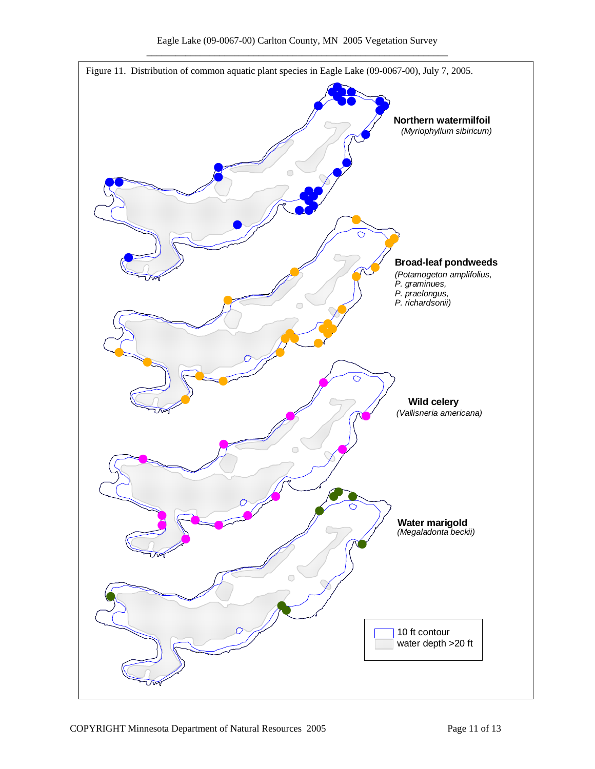Figure 11. Distribution of common aquatic plant species in Eagle Lake (09-0067-00), July 7, 2005.

**Northern watermilfoil**
*(Myriophyllum sibiricum)*

**Broad-leaf pondweeds**
*(Potamogeton amplifolius,*
*P. graminues,*
*P. praelongus,*
*P. richardsonii)*

**Wild celery**
*(Vallisneria americana)*

**Water marigold**
*(Megaladonta beckii)*

10 ft contour
water depth >20 ft

COPYRIGHT Minnesota Department of Natural Resources 2005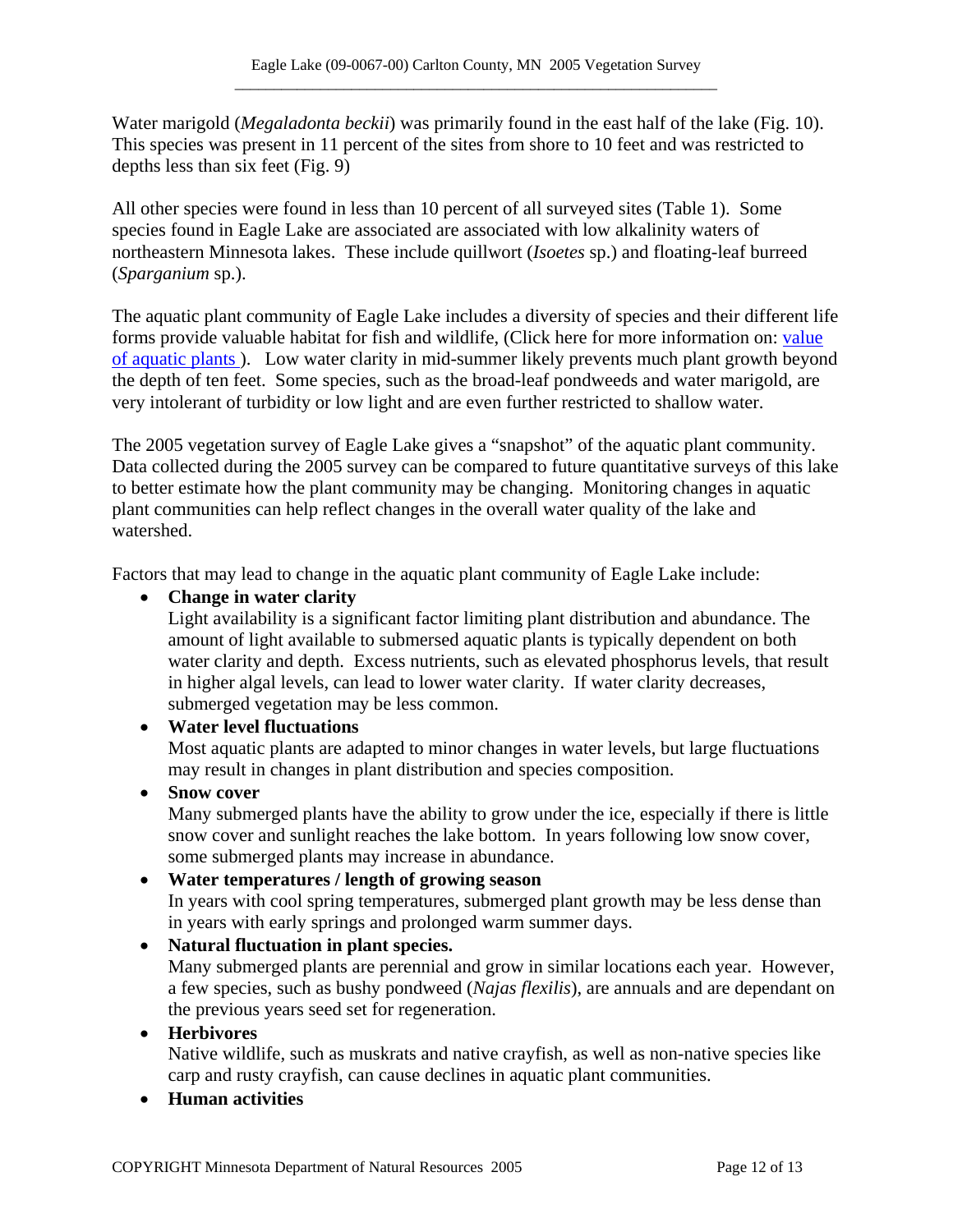Water marigold (*Megaladonta beckii*) was primarily found in the east half of the lake (Fig. 10). This species was present in 11 percent of the sites from shore to 10 feet and was restricted to depths less than six feet (Fig. 9)

All other species were found in less than 10 percent of all surveyed sites (Table 1). Some species found in Eagle Lake are associated are associated with low alkalinity waters of northeastern Minnesota lakes. These include quillwort (*Isoetes* sp.) and floating-leaf burreed (*Sparganium* sp.).

The aquatic plant community of Eagle Lake includes a diversity of species and their different life forms provide valuable habitat for fish and wildlife, (Click here for more information on: [value of aquatic plants](#) ). Low water clarity in mid-summer likely prevents much plant growth beyond the depth of ten feet. Some species, such as the broad-leaf pondweeds and water marigold, are very intolerant of turbidity or low light and are even further restricted to shallow water.

The 2005 vegetation survey of Eagle Lake gives a "snapshot" of the aquatic plant community. Data collected during the 2005 survey can be compared to future quantitative surveys of this lake to better estimate how the plant community may be changing. Monitoring changes in aquatic plant communities can help reflect changes in the overall water quality of the lake and watershed.

Factors that may lead to change in the aquatic plant community of Eagle Lake include:

- **Change in water clarity**
  Light availability is a significant factor limiting plant distribution and abundance. The amount of light available to submersed aquatic plants is typically dependent on both water clarity and depth. Excess nutrients, such as elevated phosphorus levels, that result in higher algal levels, can lead to lower water clarity. If water clarity decreases, submerged vegetation may be less common.
- **Water level fluctuations**
  Most aquatic plants are adapted to minor changes in water levels, but large fluctuations may result in changes in plant distribution and species composition.
- **Snow cover**
  Many submerged plants have the ability to grow under the ice, especially if there is little snow cover and sunlight reaches the lake bottom. In years following low snow cover, some submerged plants may increase in abundance.
- **Water temperatures / length of growing season**
  In years with cool spring temperatures, submerged plant growth may be less dense than in years with early springs and prolonged warm summer days.
- **Natural fluctuation in plant species.**
  Many submerged plants are perennial and grow in similar locations each year. However, a few species, such as bushy pondweed (*Najas flexilis*), are annuals and are dependant on the previous years seed set for regeneration.
- **Herbivores**
  Native wildlife, such as muskrats and native crayfish, as well as non-native species like carp and rusty crayfish, can cause declines in aquatic plant communities.
- **Human activities**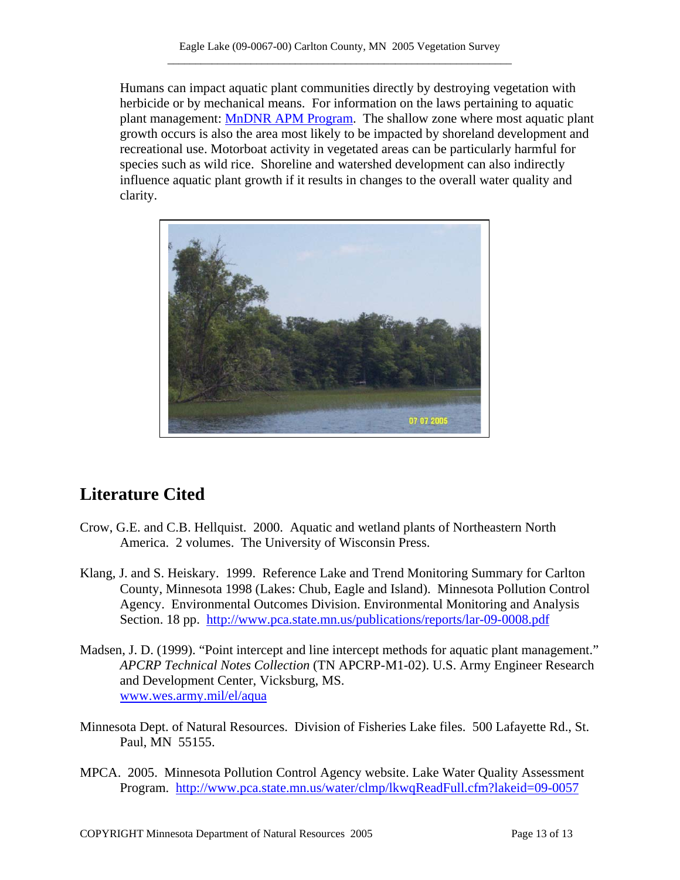Humans can impact aquatic plant communities directly by destroying vegetation with herbicide or by mechanical means. For information on the laws pertaining to aquatic plant management: [MnDNR APM Program](). The shallow zone where most aquatic plant growth occurs is also the area most likely to be impacted by shoreland development and recreational use. Motorboat activity in vegetated areas can be particularly harmful for species such as wild rice. Shoreline and watershed development can also indirectly influence aquatic plant growth if it results in changes to the overall water quality and clarity.

## Literature Cited

Crow, G.E. and C.B. Hellquist. 2000. Aquatic and wetland plants of Northeastern North America. 2 volumes. The University of Wisconsin Press.

Klang, J. and S. Heiskary. 1999. Reference Lake and Trend Monitoring Summary for Carlton County, Minnesota 1998 (Lakes: Chub, Eagle and Island). Minnesota Pollution Control Agency. Environmental Outcomes Division. Environmental Monitoring and Analysis Section. 18 pp. http://www.pca.state.mn.us/publications/reports/lar-09-0008.pdf

Madsen, J. D. (1999). "Point intercept and line intercept methods for aquatic plant management." *APCRP Technical Notes Collection* (TN APCRP-M1-02). U.S. Army Engineer Research and Development Center, Vicksburg, MS. www.wes.army.mil/el/aqua

Minnesota Dept. of Natural Resources. Division of Fisheries Lake files. 500 Lafayette Rd., St. Paul, MN 55155.

MPCA. 2005. Minnesota Pollution Control Agency website. Lake Water Quality Assessment Program. http://www.pca.state.mn.us/water/clmp/lkwqReadFull.cfm?lakeid=09-0057